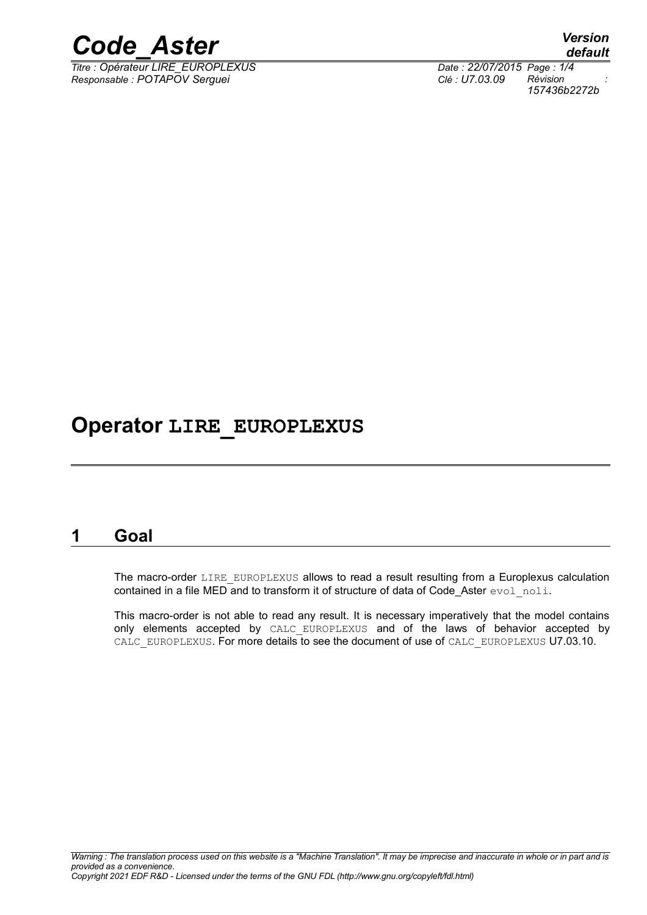# Operator LIRE_EUROPLEXUS

## 1 Goal

The macro-order LIRE_EUROPLEXUS allows to read a result resulting from a Europlexus calculation contained in a file MED and to transform it of structure of data of Code_Aster evol_noli.

This macro-order is not able to read any result. It is necessary imperatively that the model contains only elements accepted by CALC_EUROPLEXUS and of the laws of behavior accepted by CALC_EUROPLEXUS. For more details to see the document of use of CALC_EUROPLEXUS U7.03.10.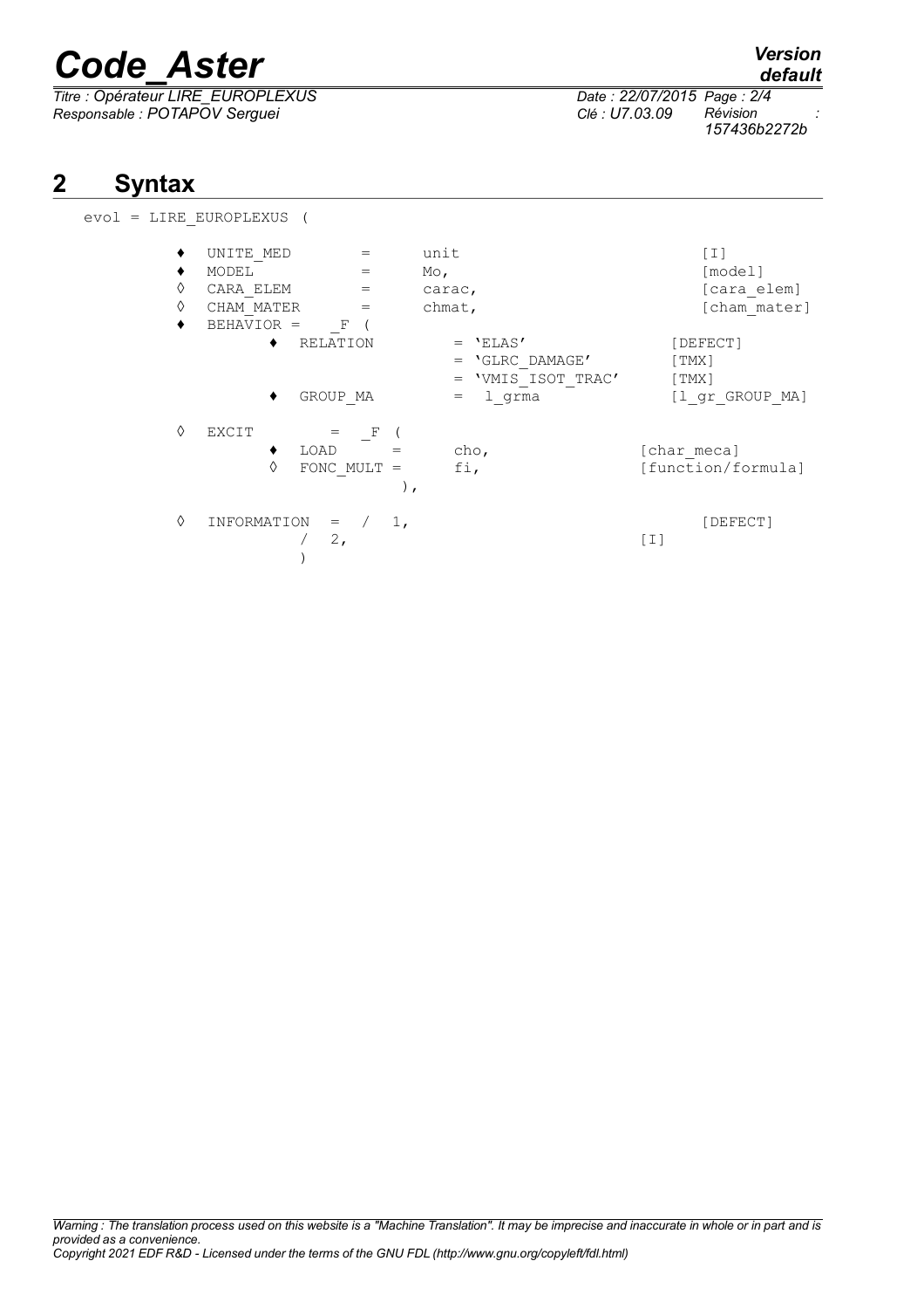## 2 Syntax

```
evol = LIRE_EUROPLEXUS (

    ♦  UNITE_MED      =      unit                          [I]
    ♦  MODEL          =      Mo,                           [model]
    ◊  CARA_ELEM      =      carac,                        [cara_elem]
    ◊  CHAM_MATER     =      chmat,                        [cham_mater]
    ♦  BEHAVIOR =     _F (
            ♦  RELATION        = 'ELAS'                 [DEFECT]
                               = 'GLRC_DAMAGE'          [TMX]
                               = 'VMIS_ISOT_TRAC'       [TMX]
            ♦  GROUP_MA        =  l_grma                [l_gr_GROUP_MA]

    ◊  EXCIT        =   _F (
            ♦  LOAD       =      cho,                [char_meca]
            ◊  FONC_MULT =       fi,                 [function/formula]
                             ),

    ◊  INFORMATION   =  /  1,                              [DEFECT]
                        /  2,                          [I]
                        )
```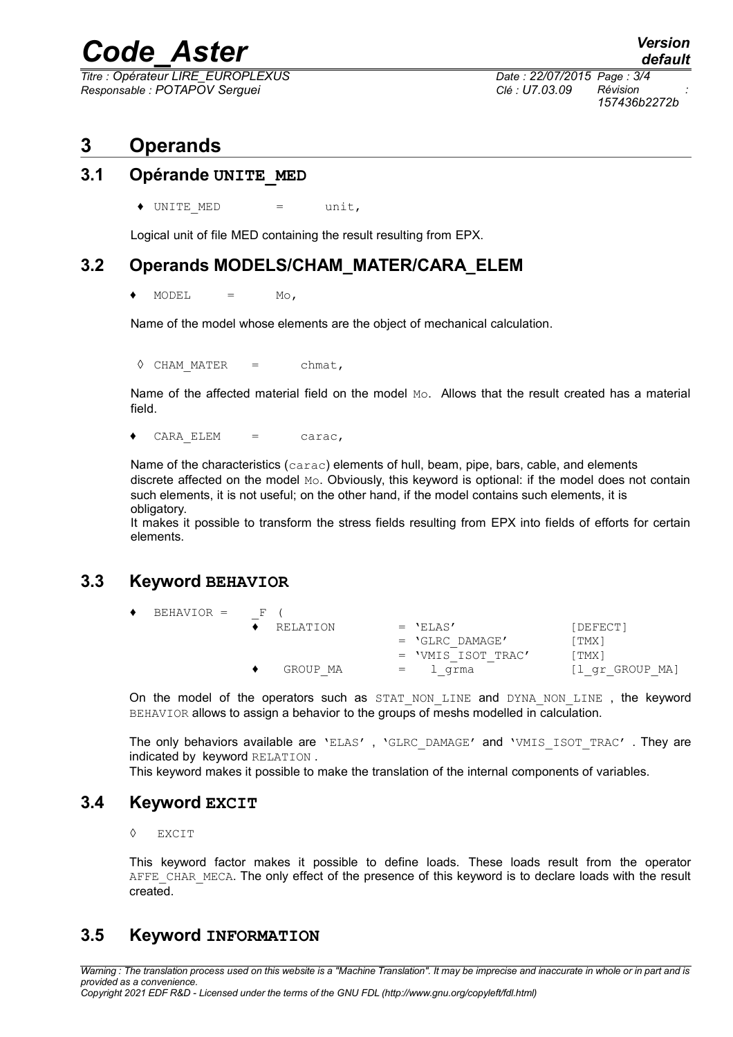# 3 Operands

## 3.1 Opérande UNITE_MED

♦ UNITE_MED = unit,

Logical unit of file MED containing the result resulting from EPX.

## 3.2 Operands MODELS/CHAM_MATER/CARA_ELEM

♦ MODEL = Mo,

Name of the model whose elements are the object of mechanical calculation.

◊ CHAM_MATER = chmat,

Name of the affected material field on the model Mo. Allows that the result created has a material field.

♦ CARA_ELEM = carac,

Name of the characteristics (carac) elements of hull, beam, pipe, bars, cable, and elements discrete affected on the model Mo. Obviously, this keyword is optional: if the model does not contain such elements, it is not useful; on the other hand, if the model contains such elements, it is obligatory.
It makes it possible to transform the stress fields resulting from EPX into fields of efforts for certain elements.

## 3.3 Keyword BEHAVIOR

```
♦  BEHAVIOR =    _F (
               ♦  RELATION        = 'ELAS'               [DEFECT]
                                  = 'GLRC_DAMAGE'        [TMX]
                                  = 'VMIS_ISOT_TRAC'     [TMX]
               ♦  GROUP_MA        =   l_grma             [l_gr_GROUP_MA]
```

On the model of the operators such as STAT_NON_LINE and DYNA_NON_LINE , the keyword BEHAVIOR allows to assign a behavior to the groups of meshs modelled in calculation.

The only behaviors available are 'ELAS' , 'GLRC_DAMAGE' and 'VMIS_ISOT_TRAC' . They are indicated by keyword RELATION .
This keyword makes it possible to make the translation of the internal components of variables.

## 3.4 Keyword EXCIT

◊ EXCIT

This keyword factor makes it possible to define loads. These loads result from the operator AFFE_CHAR_MECA. The only effect of the presence of this keyword is to declare loads with the result created.

## 3.5 Keyword INFORMATION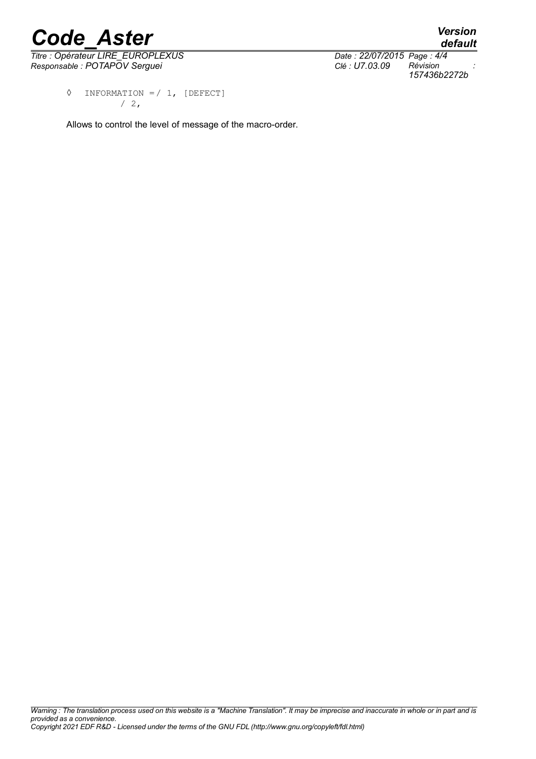```
◊  INFORMATION =/ 1, [DEFECT]
            / 2,
```

Allows to control the level of message of the macro-order.